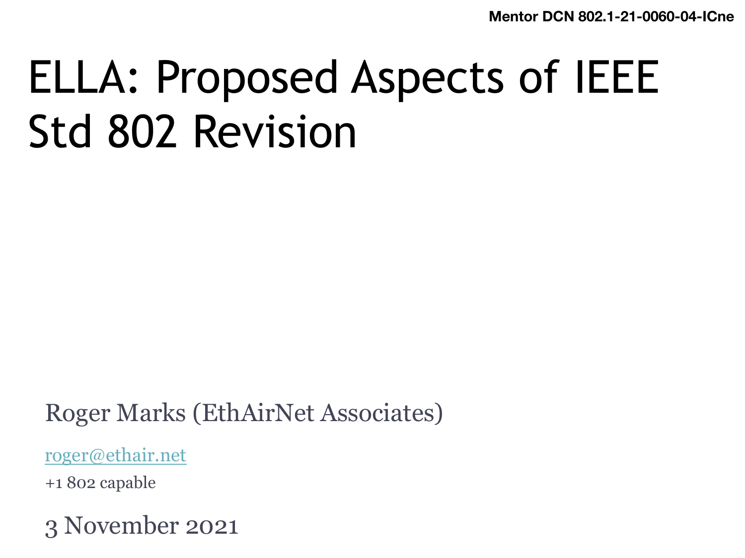Mentor DCN 802.1-21-0060-04-ICne

# ELLA: Proposed Aspects of IEEE Std 802 Revision

Roger Marks (EthAirNet Associates)

roger@ethair.net

+1 802 capable

3 November 2021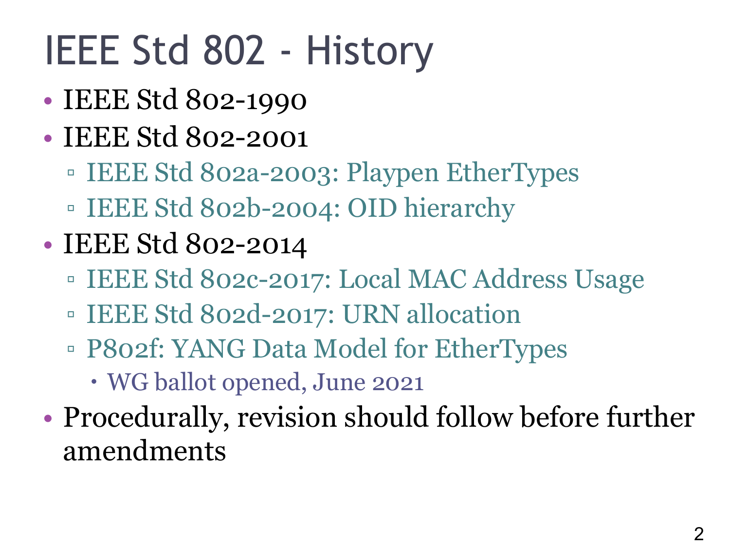# IEEE Std 802 - History

- IEEE Std 802-1990
- IEEE Std 802-2001
  - IEEE Std 802a-2003: Playpen EtherTypes
  - IEEE Std 802b-2004: OID hierarchy
- IEEE Std 802-2014
  - IEEE Std 802c-2017: Local MAC Address Usage
  - IEEE Std 802d-2017: URN allocation
  - P802f: YANG Data Model for EtherTypes
    - WG ballot opened, June 2021
- Procedurally, revision should follow before further amendments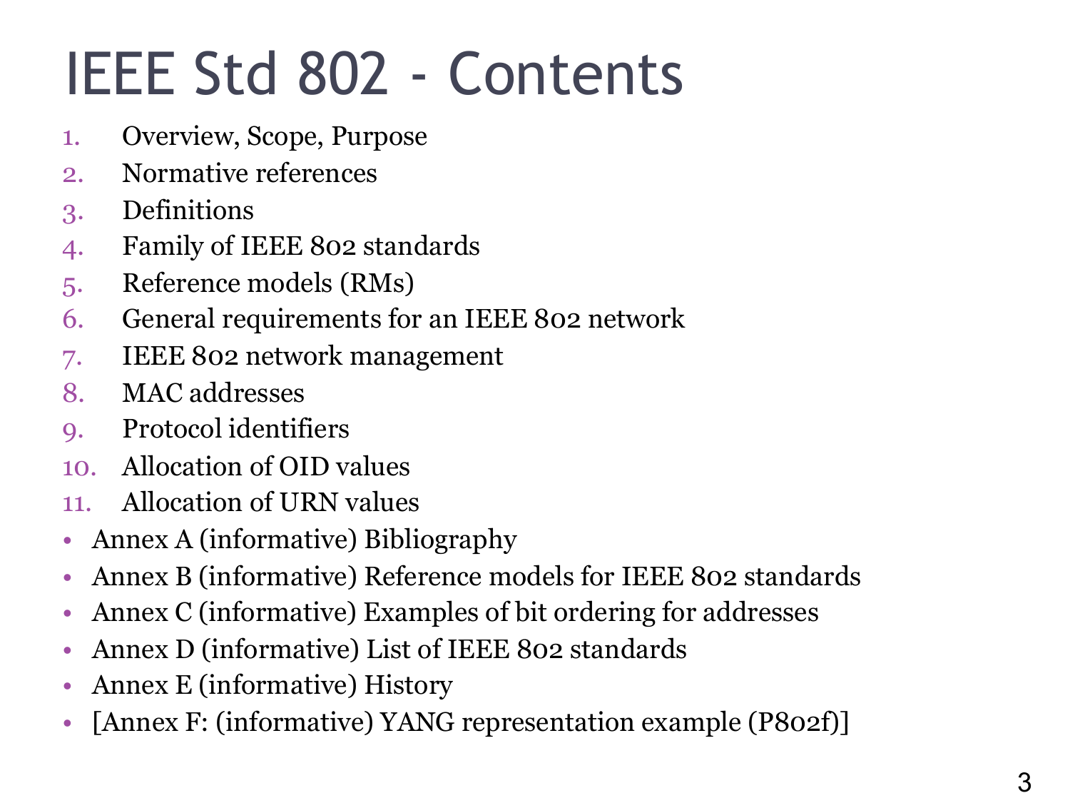# IEEE Std 802 - Contents

1. Overview, Scope, Purpose
2. Normative references
3. Definitions
4. Family of IEEE 802 standards
5. Reference models (RMs)
6. General requirements for an IEEE 802 network
7. IEEE 802 network management
8. MAC addresses
9. Protocol identifiers
10. Allocation of OID values
11. Allocation of URN values

- Annex A (informative) Bibliography
- Annex B (informative) Reference models for IEEE 802 standards
- Annex C (informative) Examples of bit ordering for addresses
- Annex D (informative) List of IEEE 802 standards
- Annex E (informative) History
- [Annex F: (informative) YANG representation example (P802f)]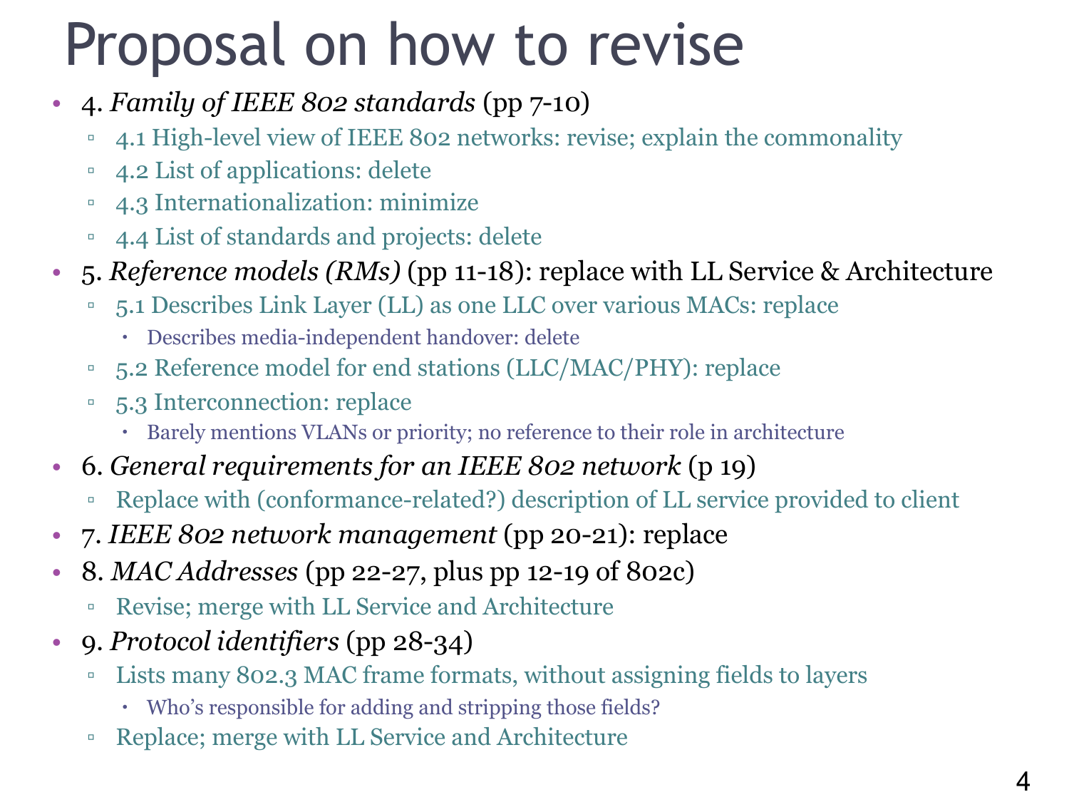# Proposal on how to revise

- 4. *Family of IEEE 802 standards* (pp 7-10)
  - 4.1 High-level view of IEEE 802 networks: revise; explain the commonality
  - 4.2 List of applications: delete
  - 4.3 Internationalization: minimize
  - 4.4 List of standards and projects: delete
- 5. *Reference models (RMs)* (pp 11-18): replace with LL Service & Architecture
  - 5.1 Describes Link Layer (LL) as one LLC over various MACs: replace
    - Describes media-independent handover: delete
  - 5.2 Reference model for end stations (LLC/MAC/PHY): replace
  - 5.3 Interconnection: replace
    - Barely mentions VLANs or priority; no reference to their role in architecture
- 6. *General requirements for an IEEE 802 network* (p 19)
  - Replace with (conformance-related?) description of LL service provided to client
- 7. *IEEE 802 network management* (pp 20-21): replace
- 8. *MAC Addresses* (pp 22-27, plus pp 12-19 of 802c)
  - Revise; merge with LL Service and Architecture
- 9. *Protocol identifiers* (pp 28-34)
  - Lists many 802.3 MAC frame formats, without assigning fields to layers
    - Who's responsible for adding and stripping those fields?
  - Replace; merge with LL Service and Architecture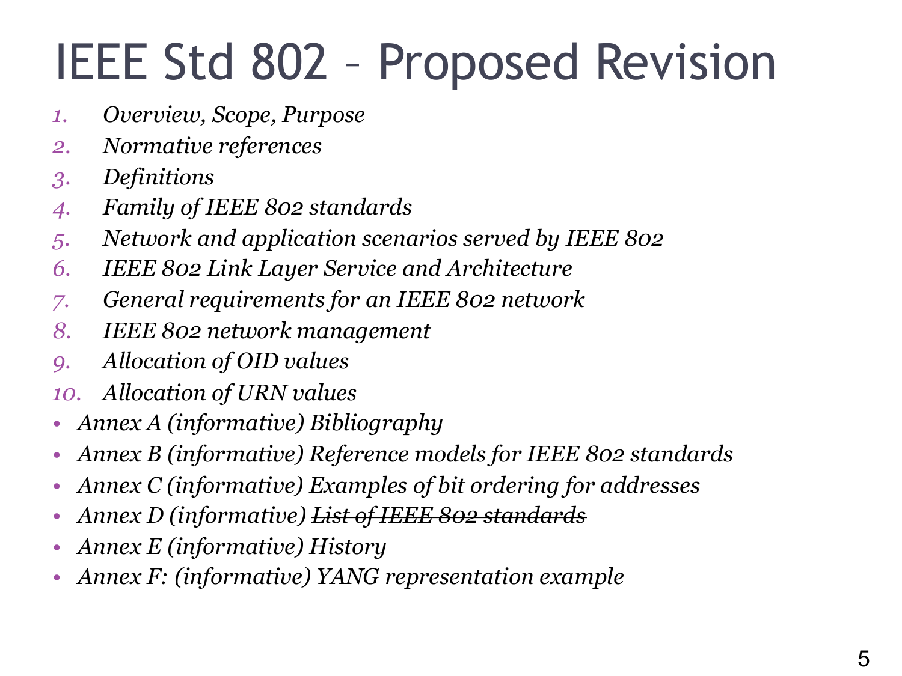# IEEE Std 802 – Proposed Revision

1. *Overview, Scope, Purpose*
2. *Normative references*
3. *Definitions*
4. *Family of IEEE 802 standards*
5. *Network and application scenarios served by IEEE 802*
6. *IEEE 802 Link Layer Service and Architecture*
7. *General requirements for an IEEE 802 network*
8. *IEEE 802 network management*
9. *Allocation of OID values*
10. *Allocation of URN values*

- *Annex A (informative) Bibliography*
- *Annex B (informative) Reference models for IEEE 802 standards*
- *Annex C (informative) Examples of bit ordering for addresses*
- *Annex D (informative) ~~List of IEEE 802 standards~~*
- *Annex E (informative) History*
- *Annex F: (informative) YANG representation example*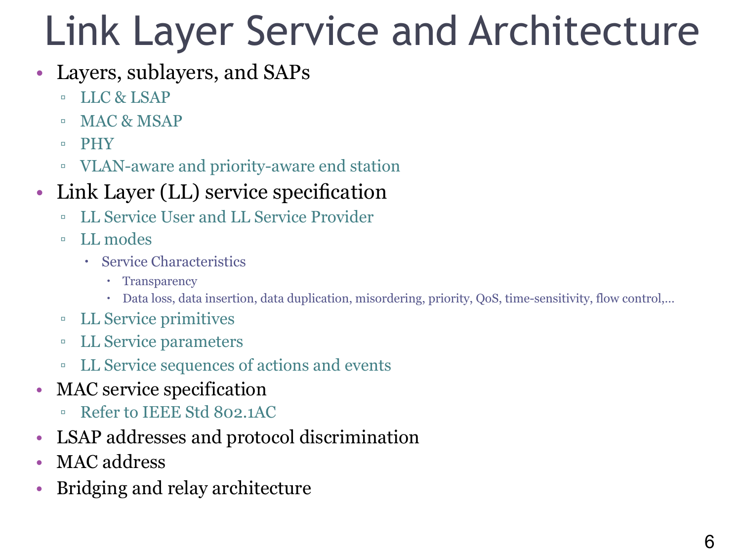# Link Layer Service and Architecture

- Layers, sublayers, and SAPs
  - LLC & LSAP
  - MAC & MSAP
  - PHY
  - VLAN-aware and priority-aware end station
- Link Layer (LL) service specification
  - LL Service User and LL Service Provider
  - LL modes
    - Service Characteristics
      - Transparency
      - Data loss, data insertion, data duplication, misordering, priority, QoS, time-sensitivity, flow control,…
  - LL Service primitives
  - LL Service parameters
  - LL Service sequences of actions and events
- MAC service specification
  - Refer to IEEE Std 802.1AC
- LSAP addresses and protocol discrimination
- MAC address
- Bridging and relay architecture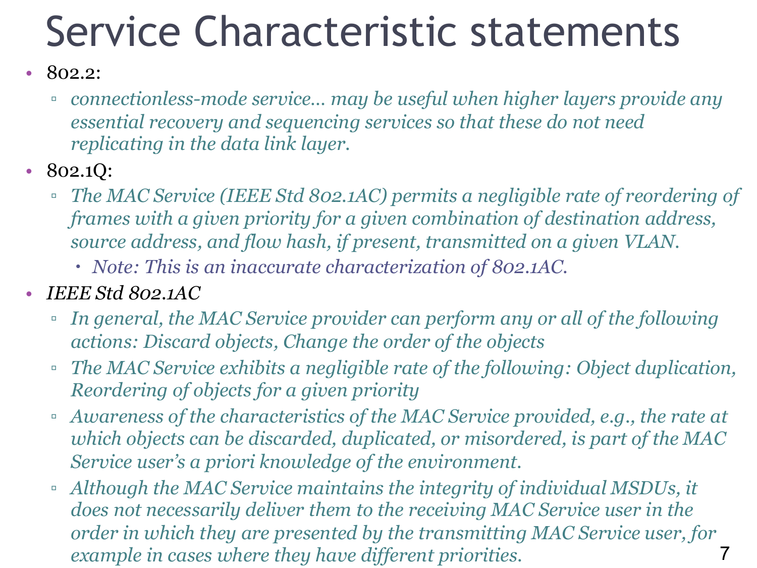# Service Characteristic statements

- 802.2:
  - *connectionless-mode service… may be useful when higher layers provide any essential recovery and sequencing services so that these do not need replicating in the data link layer.*
- 802.1Q:
  - *The MAC Service (IEEE Std 802.1AC) permits a negligible rate of reordering of frames with a given priority for a given combination of destination address, source address, and flow hash, if present, transmitted on a given VLAN.*
    - *Note: This is an inaccurate characterization of 802.1AC.*
- *IEEE Std 802.1AC*
  - *In general, the MAC Service provider can perform any or all of the following actions: Discard objects, Change the order of the objects*
  - *The MAC Service exhibits a negligible rate of the following: Object duplication, Reordering of objects for a given priority*
  - *Awareness of the characteristics of the MAC Service provided, e.g., the rate at which objects can be discarded, duplicated, or misordered, is part of the MAC Service user's a priori knowledge of the environment.*
  - *Although the MAC Service maintains the integrity of individual MSDUs, it does not necessarily deliver them to the receiving MAC Service user in the order in which they are presented by the transmitting MAC Service user, for example in cases where they have different priorities.*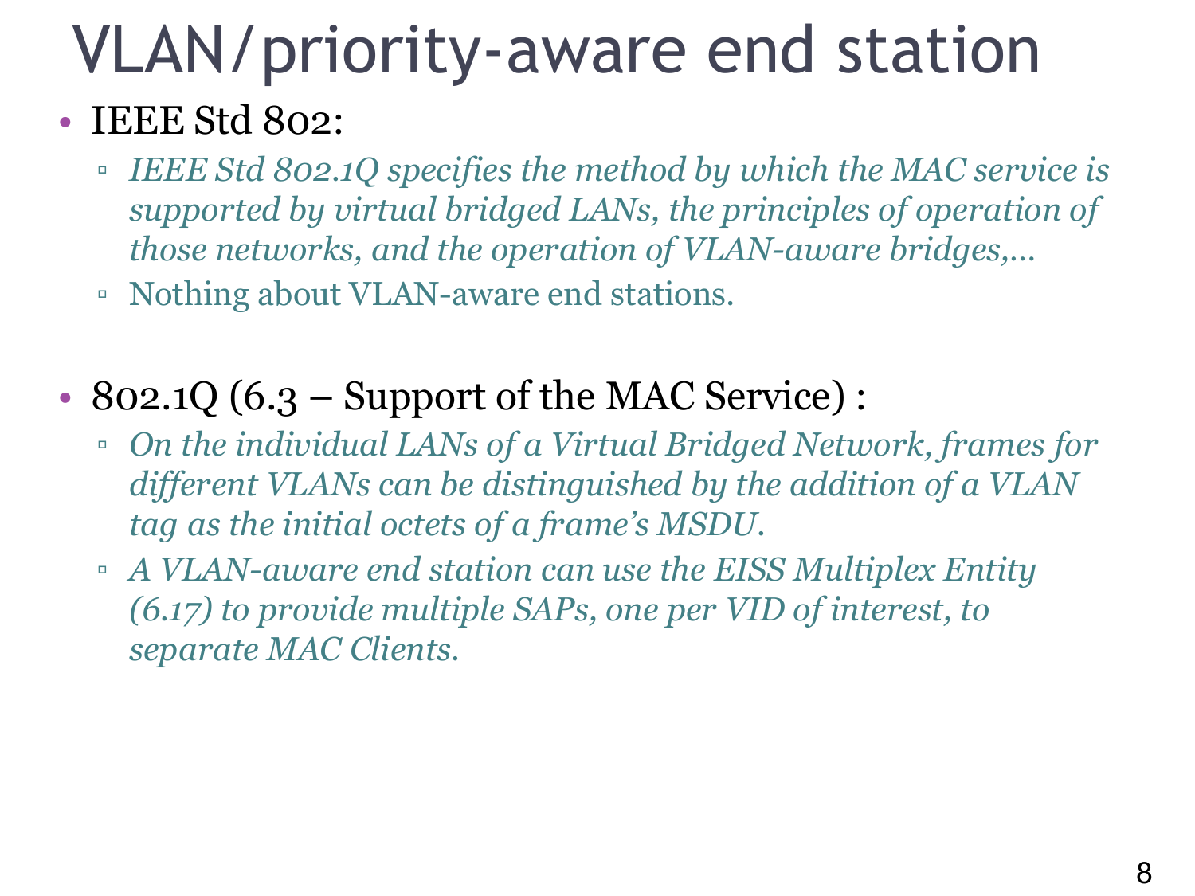# VLAN/priority-aware end station

- IEEE Std 802:
  - *IEEE Std 802.1Q specifies the method by which the MAC service is supported by virtual bridged LANs, the principles of operation of those networks, and the operation of VLAN-aware bridges,…*
  - Nothing about VLAN-aware end stations.

- 802.1Q (6.3 – Support of the MAC Service) :
  - *On the individual LANs of a Virtual Bridged Network, frames for different VLANs can be distinguished by the addition of a VLAN tag as the initial octets of a frame's MSDU.*
  - *A VLAN-aware end station can use the EISS Multiplex Entity (6.17) to provide multiple SAPs, one per VID of interest, to separate MAC Clients.*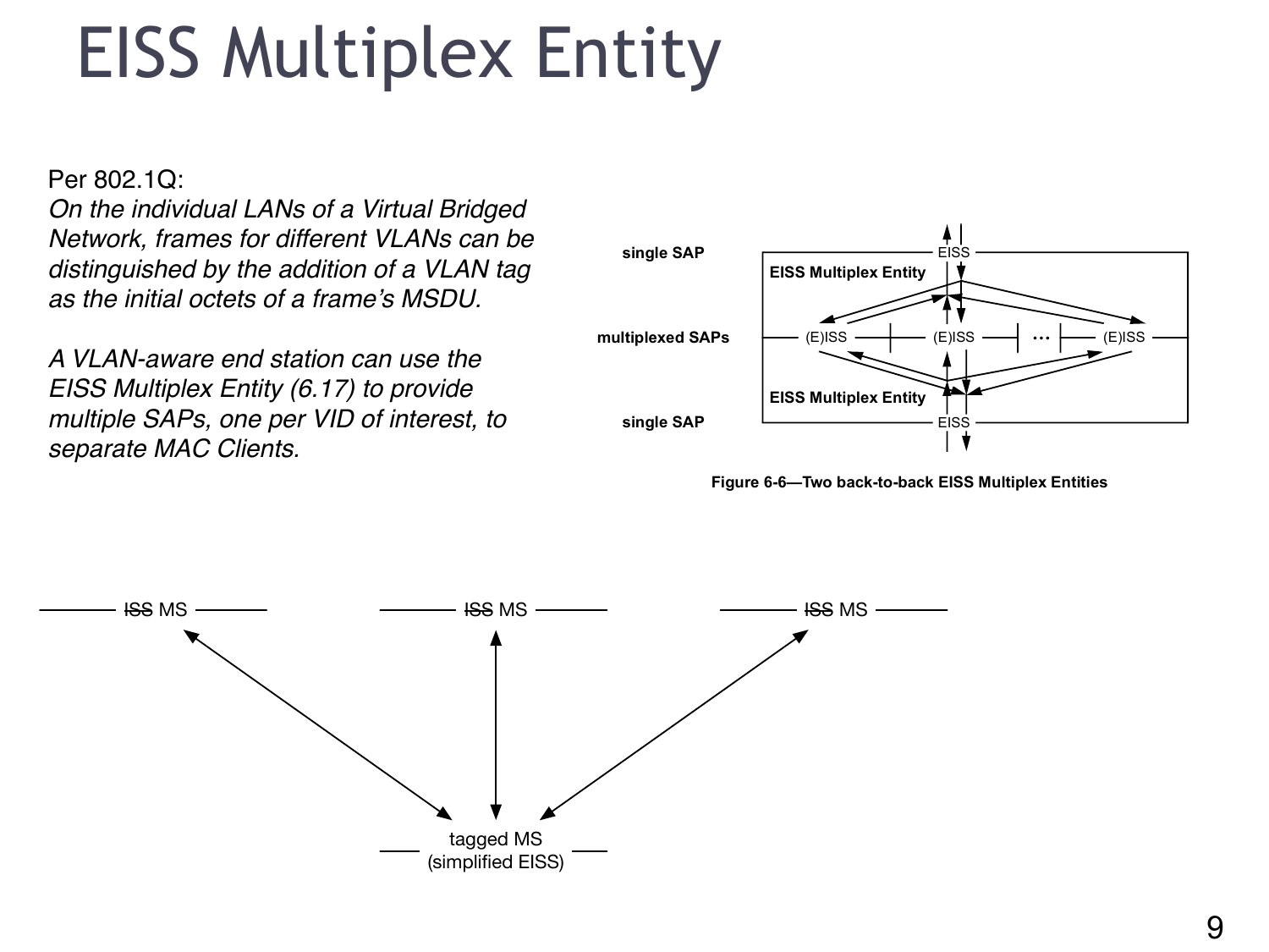# EISS Multiplex Entity

Per 802.1Q:

*On the individual LANs of a Virtual Bridged Network, frames for different VLANs can be distinguished by the addition of a VLAN tag as the initial octets of a frame's MSDU.*

*A VLAN-aware end station can use the EISS Multiplex Entity (6.17) to provide multiple SAPs, one per VID of interest, to separate MAC Clients.*

single SAP — EISS — EISS Multiplex Entity

multiplexed SAPs — (E)ISS — (E)ISS — … — (E)ISS

EISS Multiplex Entity — single SAP — EISS

**Figure 6-6—Two back-to-back EISS Multiplex Entities**

~~ISS~~ MS    ~~ISS~~ MS    ~~ISS~~ MS

tagged MS
(simplified EISS)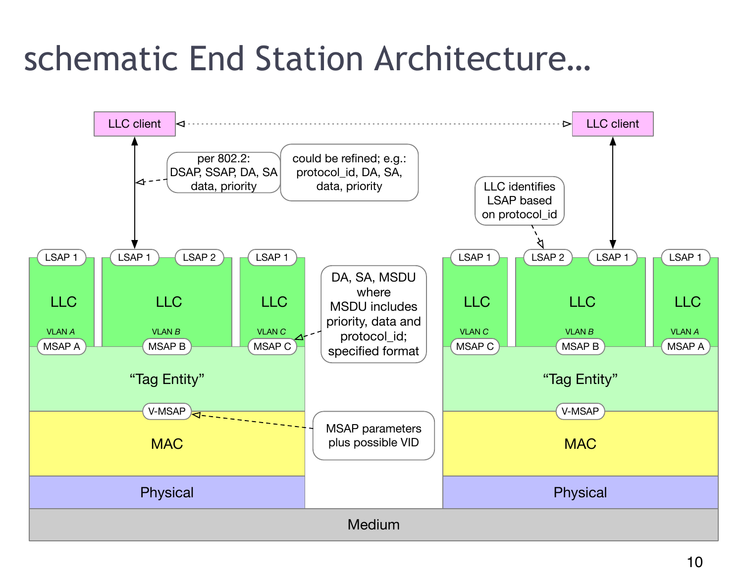# schematic End Station Architecture…

LLC client ◁- - - - - - - - - - - - - - - - - - - - ▷ LLC client

per 802.2: DSAP, SSAP, DA, SA data, priority

could be refined; e.g.: protocol_id, DA, SA, data, priority

LLC identifies LSAP based on protocol_id

DA, SA, MSDU where MSDU includes priority, data and protocol_id; specified format

MSAP parameters plus possible VID

**Left end station:**

| LSAP 1 | LSAP 1 | LSAP 2 | LSAP 1 |
|---|---|---|---|
| LLC | LLC | | LLC |
| VLAN *A* | VLAN *B* | | VLAN *C* |
| MSAP A | MSAP B | | MSAP C |

“Tag Entity”

V-MSAP

MAC

Physical

**Right end station:**

| LSAP 1 | LSAP 2 | LSAP 1 | LSAP 1 |
|---|---|---|---|
| LLC | LLC | | LLC |
| VLAN *C* | VLAN *B* | | VLAN *A* |
| MSAP C | MSAP B | | MSAP A |

“Tag Entity”

V-MSAP

MAC

Physical

Medium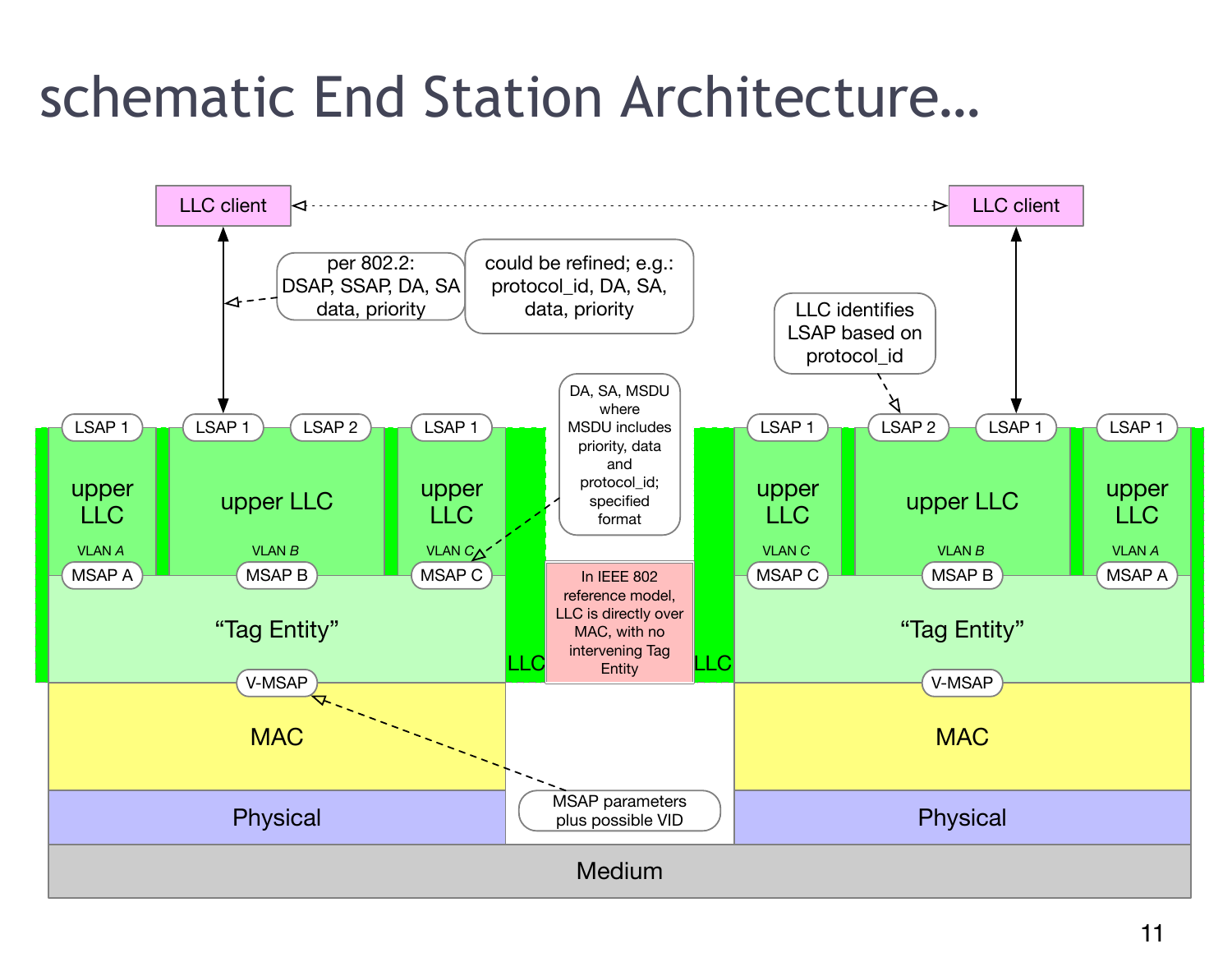# schematic End Station Architecture…

LLC client

LLC client

per 802.2: DSAP, SSAP, DA, SA data, priority

could be refined; e.g.: protocol_id, DA, SA, data, priority

LLC identifies LSAP based on protocol_id

DA, SA, MSDU where MSDU includes priority, data and protocol_id; specified format

LSAP 1 | LSAP 1 | LSAP 2 | LSAP 1

upper LLC (VLAN A, MSAP A) | upper LLC (VLAN B, MSAP B) | upper LLC (VLAN C, MSAP C)

“Tag Entity”

V-MSAP

MAC

Physical

LLC

In IEEE 802 reference model, LLC is directly over MAC, with no intervening Tag Entity

LLC

MSAP parameters plus possible VID

LSAP 1 | LSAP 2 | LSAP 1 | LSAP 1

upper LLC (VLAN C, MSAP C) | upper LLC (VLAN B, MSAP B) | upper LLC (VLAN A, MSAP A)

“Tag Entity”

V-MSAP

MAC

Physical

Medium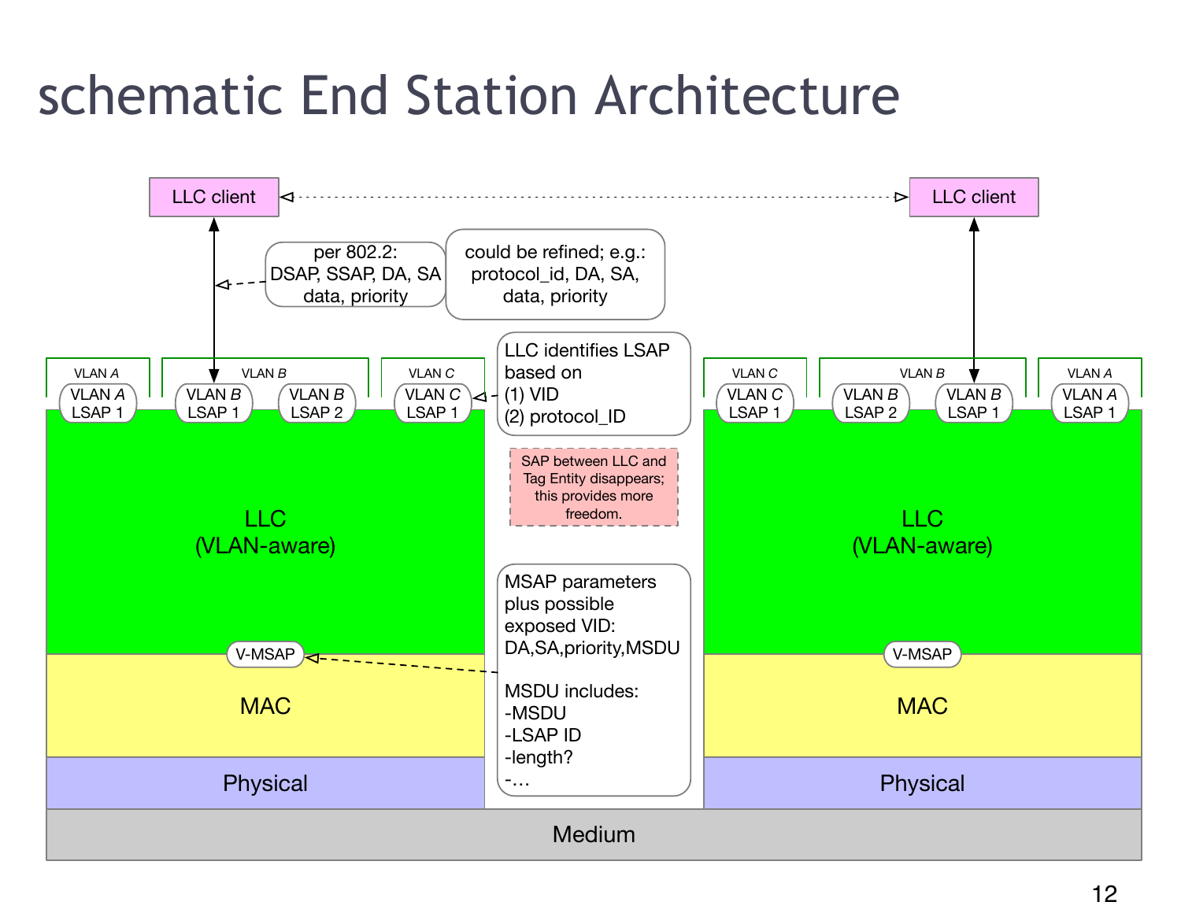# schematic End Station Architecture

LLC client ◁- - - - - - - - - - - - - - - - - - - - - - - - - - - - - - ▷ LLC client

per 802.2:
DSAP, SSAP, DA, SA
data, priority

could be refined; e.g.:
protocol_id, DA, SA,
data, priority

LLC identifies LSAP
based on
(1) VID
(2) protocol_ID

SAP between LLC and Tag Entity disappears; this provides more freedom.

MSAP parameters
plus possible
exposed VID:
DA,SA,priority,MSDU

MSDU includes:
-MSDU
-LSAP ID
-length?
-…

**Left end station:**

| VLAN *A* | VLAN *B* | | VLAN *C* |
|---|---|---|---|
| VLAN *A* LSAP 1 | VLAN *B* LSAP 1 | VLAN *B* LSAP 2 | VLAN *C* LSAP 1 |

LLC (VLAN-aware)

V-MSAP

MAC

Physical

**Right end station:**

| VLAN *C* | VLAN *B* | | VLAN *A* |
|---|---|---|---|
| VLAN *C* LSAP 1 | VLAN *B* LSAP 2 | VLAN *B* LSAP 1 | VLAN *A* LSAP 1 |

LLC (VLAN-aware)

V-MSAP

MAC

Physical

Medium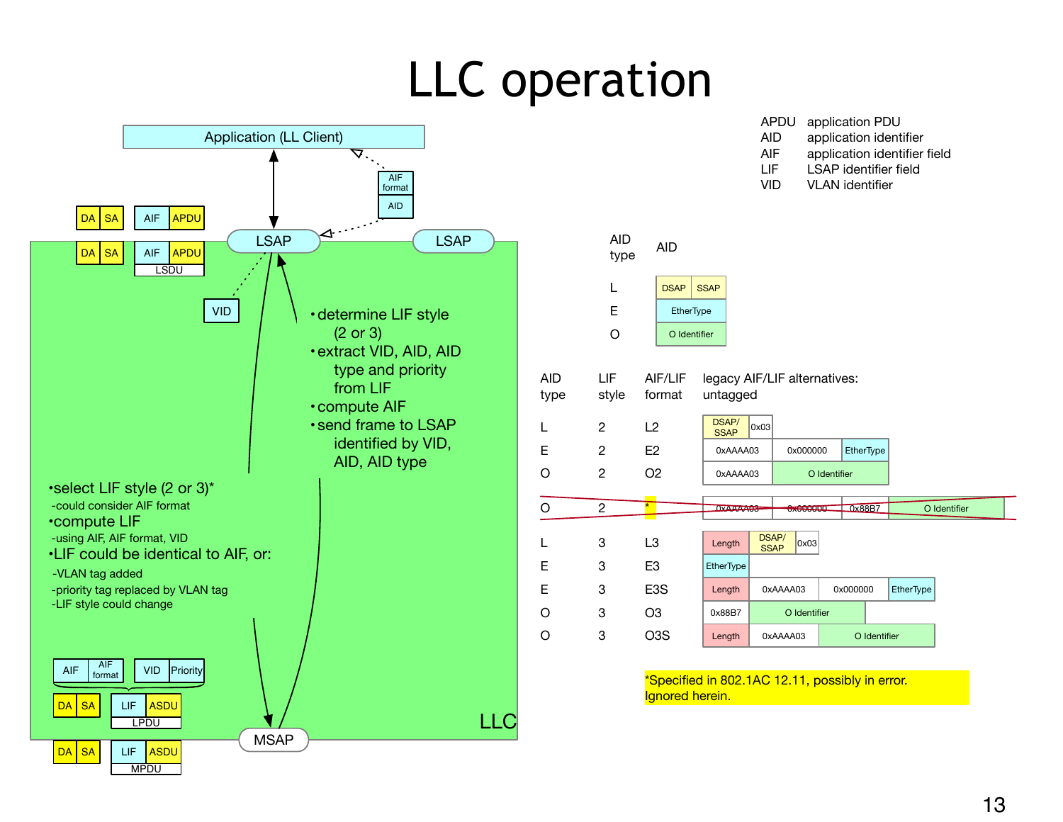# LLC operation

| | |
|---|---|
| APDU | application PDU |
| AID | application identifier |
| AIF | application identifier field |
| LIF | LSAP identifier field |
| VID | VLAN identifier |

Application (LL Client)

AIF format

AID

DA | SA | AIF | APDU

LSAP

LSAP

DA | SA | AIF | APDU (LSDU)

VID

- determine LIF style (2 or 3)
- extract VID, AID, AID type and priority from LIF
- compute AIF
- send frame to LSAP identified by VID, AID, AID type

- select LIF style (2 or 3)*
  - could consider AIF format
- compute LIF
  - using AIF, AIF format, VID
- LIF could be identical to AIF, or:
  - VLAN tag added
  - priority tag replaced by VLAN tag
  - LIF style could change

AIF | AIF format | VID | Priority

DA | SA | LIF | ASDU (LPDU)

LLC

MSAP

DA | SA | LIF | ASDU (MPDU)

| AID type | AID |
|---|---|
| L | DSAP \| SSAP |
| E | EtherType |
| O | O Identifier |

| AID type | LIF style | AIF/LIF format | legacy AIF/LIF alternatives: untagged |
|---|---|---|---|
| L | 2 | L2 | DSAP/SSAP \| 0x03 |
| E | 2 | E2 | 0xAAAA03 \| 0x000000 \| EtherType |
| O | 2 | O2 | 0xAAAA03 \| O Identifier |
| ~~O~~ | ~~2~~ | ~~*~~ | ~~0xAAAA03 \| 0x000000 \| 0x88B7 \| O Identifier~~ |
| L | 3 | L3 | Length \| DSAP/SSAP \| 0x03 |
| E | 3 | E3 | EtherType |
| E | 3 | E3S | Length \| 0xAAAA03 \| 0x000000 \| EtherType |
| O | 3 | O3 | 0x88B7 \| O Identifier |
| O | 3 | O3S | Length \| 0xAAAA03 \| O Identifier |

*Specified in 802.1AC 12.11, possibly in error. Ignored herein.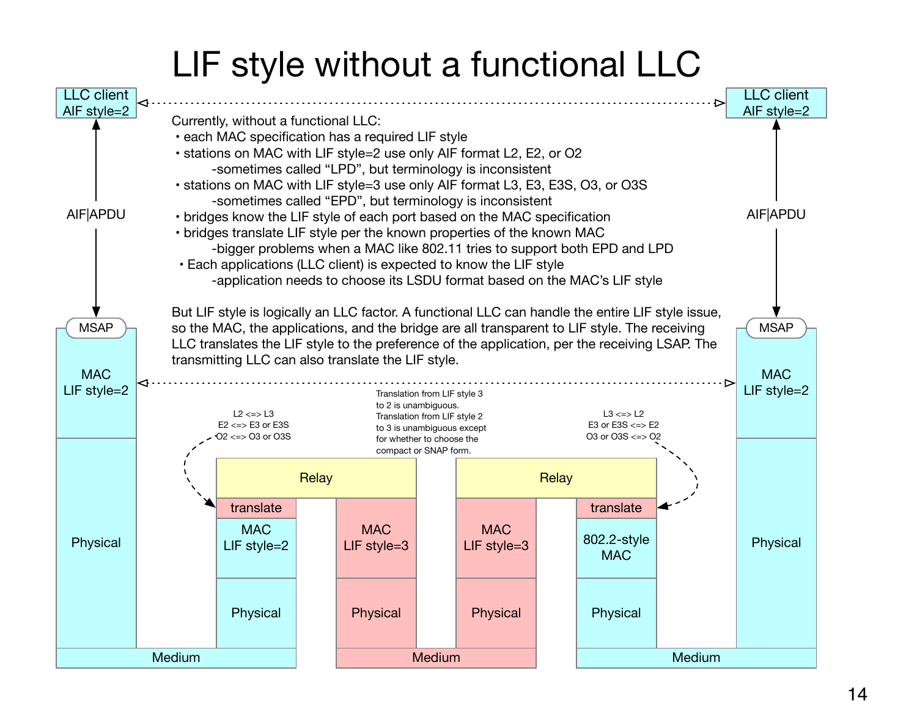# LIF style without a functional LLC

Currently, without a functional LLC:

- each MAC specification has a required LIF style
- stations on MAC with LIF style=2 use only AIF format L2, E2, or O2
  - -sometimes called "LPD", but terminology is inconsistent
- stations on MAC with LIF style=3 use only AIF format L3, E3, E3S, O3, or O3S
  - -sometimes called "EPD", but terminology is inconsistent
- bridges know the LIF style of each port based on the MAC specification
- bridges translate LIF style per the known properties of the known MAC
  - -bigger problems when a MAC like 802.11 tries to support both EPD and LPD
- Each applications (LLC client) is expected to know the LIF style
  - -application needs to choose its LSDU format based on the MAC's LIF style

But LIF style is logically an LLC factor. A functional LLC can handle the entire LIF style issue, so the MAC, the applications, and the bridge are all transparent to LIF style. The receiving LLC translates the LIF style to the preference of the application, per the receiving LSAP. The transmitting LLC can also translate the LIF style.

LLC client AIF style=2 | AIF|APDU | MSAP | MAC LIF style=2 | Physical | Medium

L2 <=> L3
E2 <=> E3 or E3S
O2 <=> O3 or O3S

Relay | translate | MAC LIF style=2 | Physical | MAC LIF style=3 | Physical | Medium

Translation from LIF style 3 to 2 is unambiguous. Translation from LIF style 2 to 3 is unambiguous except for whether to choose the compact or SNAP form.

Relay | MAC LIF style=3 | Physical | translate | 802.2-style MAC | Physical | Medium

L3 <=> L2
E3 or E3S <=> E2
O3 or O3S <=> O2

LLC client AIF style=2 | AIF|APDU | MSAP | MAC LIF style=2 | Physical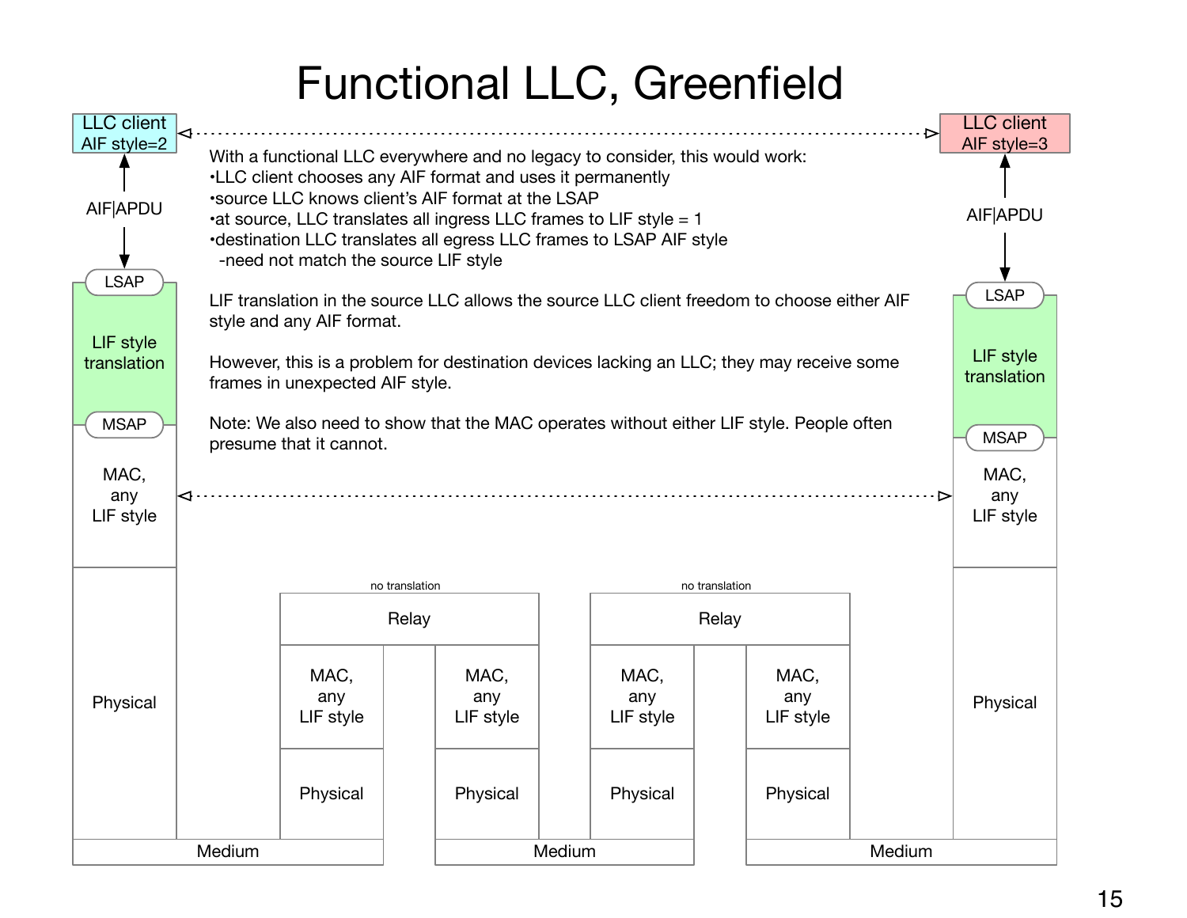# Functional LLC, Greenfield

With a functional LLC everywhere and no legacy to consider, this would work:

- LLC client chooses any AIF format and uses it permanently
- source LLC knows client's AIF format at the LSAP
- at source, LLC translates all ingress LLC frames to LIF style = 1
- destination LLC translates all egress LLC frames to LSAP AIF style
  - need not match the source LIF style

LIF translation in the source LLC allows the source LLC client freedom to choose either AIF style and any AIF format.

However, this is a problem for destination devices lacking an LLC; they may receive some frames in unexpected AIF style.

Note: We also need to show that the MAC operates without either LIF style. People often presume that it cannot.

LLC client AIF style=2

AIF|APDU

LSAP

LIF style translation

MSAP

MAC, any LIF style

Physical

no translation

Relay

MAC, any LIF style

Physical

MAC, any LIF style

Physical

no translation

Relay

MAC, any LIF style

Physical

MAC, any LIF style

Physical

LLC client AIF style=3

AIF|APDU

LSAP

LIF style translation

MSAP

MAC, any LIF style

Physical

Medium

Medium

Medium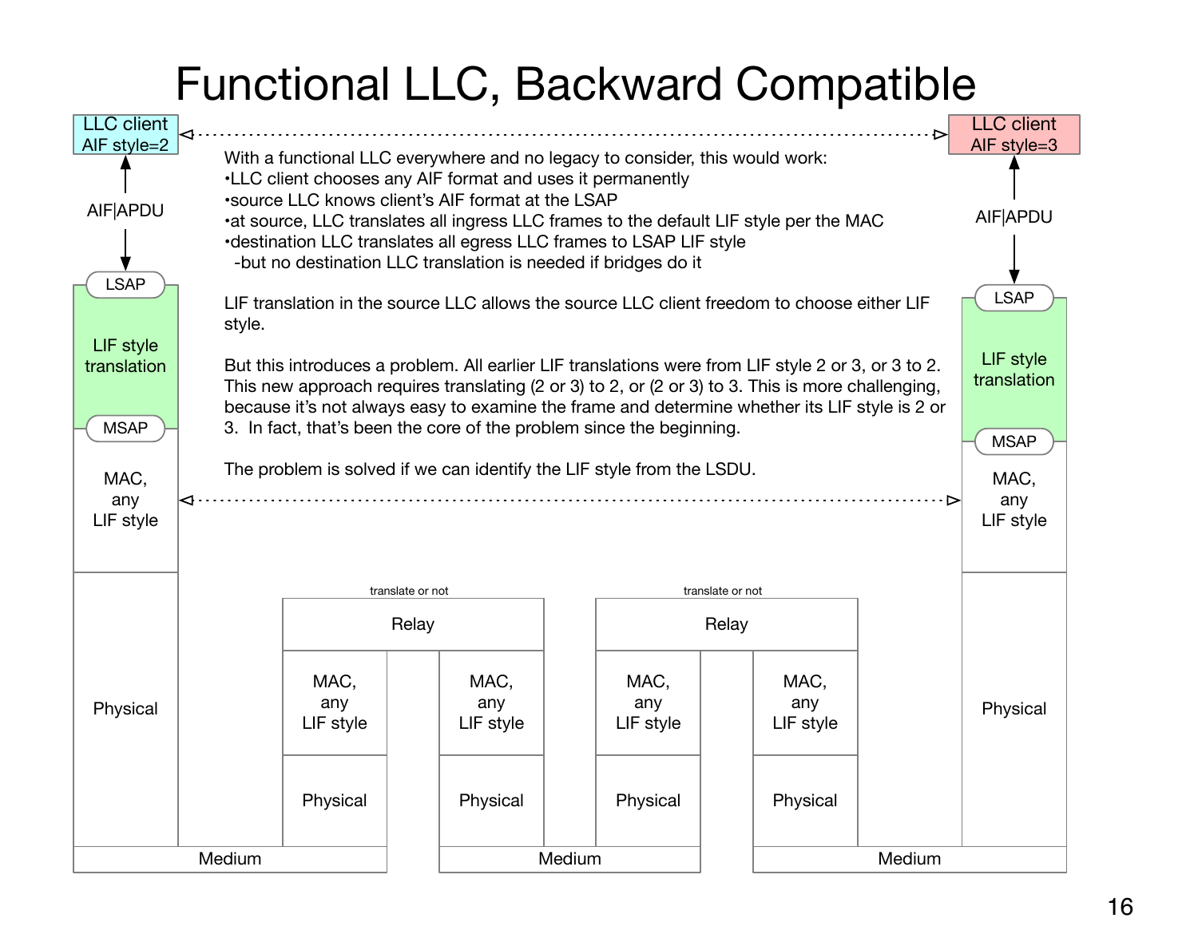# Functional LLC, Backward Compatible

LLC client AIF style=2

LLC client AIF style=3

With a functional LLC everywhere and no legacy to consider, this would work:

- LLC client chooses any AIF format and uses it permanently
- source LLC knows client's AIF format at the LSAP
- at source, LLC translates all ingress LLC frames to the default LIF style per the MAC
- destination LLC translates all egress LLC frames to LSAP LIF style
  - but no destination LLC translation is needed if bridges do it

LIF translation in the source LLC allows the source LLC client freedom to choose either LIF style.

But this introduces a problem. All earlier LIF translations were from LIF style 2 or 3, or 3 to 2. This new approach requires translating (2 or 3) to 2, or (2 or 3) to 3. This is more challenging, because it's not always easy to examine the frame and determine whether its LIF style is 2 or 3. In fact, that's been the core of the problem since the beginning.

The problem is solved if we can identify the LIF style from the LSDU.

AIF|APDU

LSAP

LIF style translation

MSAP

MAC, any LIF style

Physical

translate or not

Relay

MAC, any LIF style

Physical

Medium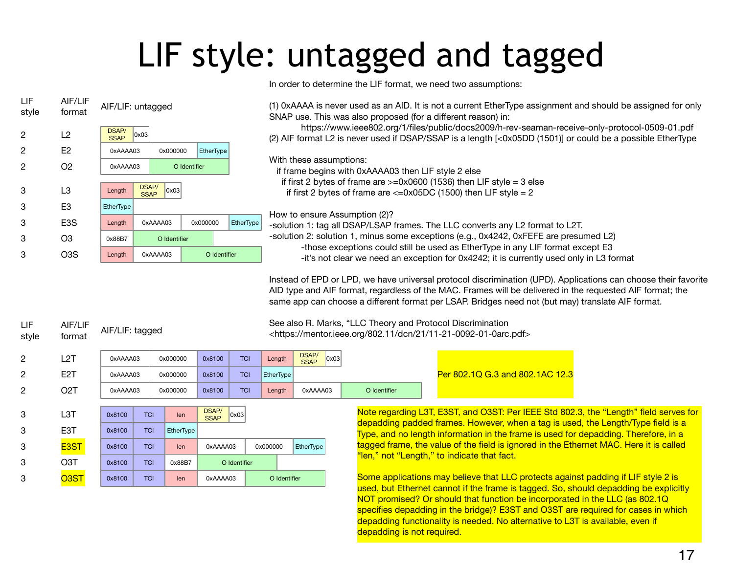# LIF style: untagged and tagged

| LIF style | AIF/LIF format | AIF/LIF: untagged | | | |
|---|---|---|---|---|---|
| 2 | L2 | DSAP/SSAP | 0x03 | | |
| 2 | E2 | 0xAAAA03 | 0x000000 | EtherType | |
| 2 | O2 | 0xAAAA03 | O Identifier | | |
| 3 | L3 | Length | DSAP/SSAP | 0x03 | |
| 3 | E3 | EtherType | | | |
| 3 | E3S | Length | 0xAAAA03 | 0x000000 | EtherType |
| 3 | O3 | 0x88B7 | O Identifier | | |
| 3 | O3S | Length | 0xAAAA03 | O Identifier | |

In order to determine the LIF format, we need two assumptions:

(1) 0xAAAA is never used as an AID. It is not a current EtherType assignment and should be assigned for only SNAP use. This was also proposed (for a different reason) in:
https://www.ieee802.org/1/files/public/docs2009/h-rev-seaman-receive-only-protocol-0509-01.pdf
(2) AIF format L2 is never used if DSAP/SSAP is a length [<0x05DD (1501)] or could be a possible EtherType

With these assumptions:
- if frame begins with 0xAAAA03 then LIF style 2 else
  - if first 2 bytes of frame are >=0x0600 (1536) then LIF style = 3 else
    - if first 2 bytes of frame are <=0x05DC (1500) then LIF style = 2

How to ensure Assumption (2)?
- solution 1: tag all DSAP/LSAP frames. The LLC converts any L2 format to L2T.
- solution 2: solution 1, minus some exceptions (e.g., 0x4242, 0xFEFE are presumed L2)
  - those exceptions could still be used as EtherType in any LIF format except E3
  - it's not clear we need an exception for 0x4242; it is currently used only in L3 format

Instead of EPD or LPD, we have universal protocol discrimination (UPD). Applications can choose their favorite AID type and AIF format, regardless of the MAC. Frames will be delivered in the requested AIF format; the same app can choose a different format per LSAP. Bridges need not (but may) translate AIF format.

See also R. Marks, "LLC Theory and Protocol Discrimination <https://mentor.ieee.org/802.11/dcn/21/11-21-0092-01-0arc.pdf>

| LIF style | AIF/LIF format | AIF/LIF: tagged | | | | | | |
|---|---|---|---|---|---|---|---|---|
| 2 | L2T | 0xAAAA03 | 0x000000 | 0x8100 | TCI | Length | DSAP/SSAP | 0x03 |
| 2 | E2T | 0xAAAA03 | 0x000000 | 0x8100 | TCI | EtherType | | |
| 2 | O2T | 0xAAAA03 | 0x000000 | 0x8100 | TCI | Length | 0xAAAA03 | O Identifier |
| 3 | L3T | 0x8100 | TCI | len | DSAP/SSAP | 0x03 | | |
| 3 | E3T | 0x8100 | TCI | EtherType | | | | |
| 3 | E3ST | 0x8100 | TCI | len | 0xAAAA03 | 0x000000 | EtherType | |
| 3 | O3T | 0x8100 | TCI | 0x88B7 | O Identifier | | | |
| 3 | O3ST | 0x8100 | TCI | len | 0xAAAA03 | O Identifier | | |

Per 802.1Q G.3 and 802.1AC 12.3

Note regarding L3T, E3ST, and O3ST: Per IEEE Std 802.3, the "Length" field serves for depadding padded frames. However, when a tag is used, the Length/Type field is a Type, and no length information in the frame is used for depadding. Therefore, in a tagged frame, the value of the field is ignored in the Ethernet MAC. Here it is called "len," not "Length," to indicate that fact.

Some applications may believe that LLC protects against padding if LIF style 2 is used, but Ethernet cannot if the frame is tagged. So, should depadding be explicitly NOT promised? Or should that function be incorporated in the LLC (as 802.1Q specifies depadding in the bridge)? E3ST and O3ST are required for cases in which depadding functionality is needed. No alternative to L3T is available, even if depadding is not required.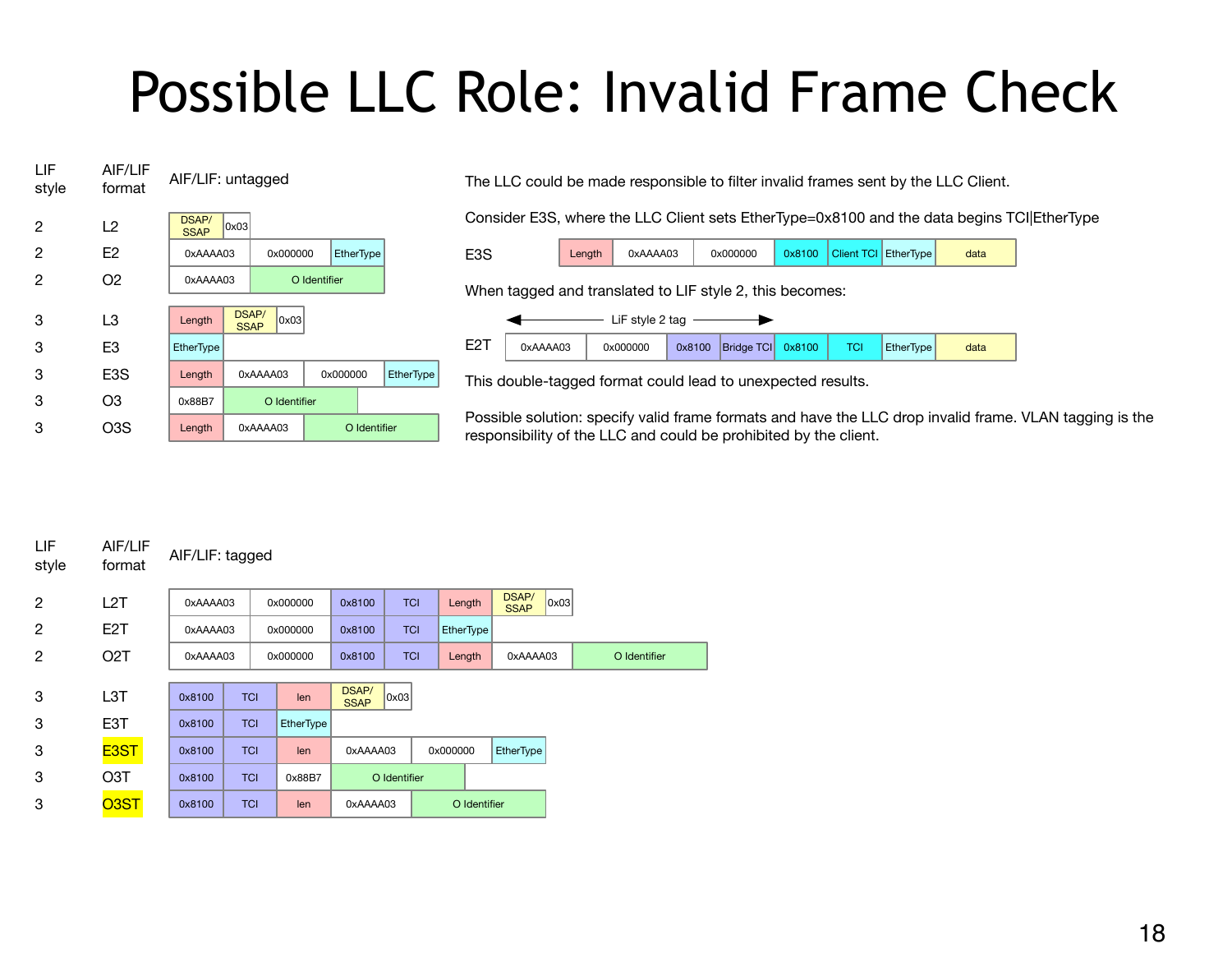# Possible LLC Role: Invalid Frame Check

**AIF/LIF: untagged**

| LIF style | AIF/LIF format | | | | | |
|---|---|---|---|---|---|---|
| 2 | L2 | DSAP/SSAP | 0x03 | | | |
| 2 | E2 | 0xAAAA03 | 0x000000 | EtherType | | |
| 2 | O2 | 0xAAAA03 | O Identifier | | | |
| 3 | L3 | Length | DSAP/SSAP | 0x03 | | |
| 3 | E3 | EtherType | | | | |
| 3 | E3S | Length | 0xAAAA03 | 0x000000 | EtherType | |
| 3 | O3 | 0x88B7 | O Identifier | | | |
| 3 | O3S | Length | 0xAAAA03 | O Identifier | | |

The LLC could be made responsible to filter invalid frames sent by the LLC Client.

Consider E3S, where the LLC Client sets EtherType=0x8100 and the data begins TCI|EtherType

| | | | | | | | |
|---|---|---|---|---|---|---|---|
| E3S | Length | 0xAAAA03 | 0x000000 | 0x8100 | Client TCI | EtherType | data |

When tagged and translated to LIF style 2, this becomes:

(LiF style 2 tag: 0xAAAA03, 0x000000, 0x8100, Bridge TCI)

| | | | | | | | | |
|---|---|---|---|---|---|---|---|---|
| E2T | 0xAAAA03 | 0x000000 | 0x8100 | Bridge TCI | 0x8100 | TCI | EtherType | data |

This double-tagged format could lead to unexpected results.

Possible solution: specify valid frame formats and have the LLC drop invalid frame. VLAN tagging is the responsibility of the LLC and could be prohibited by the client.

**AIF/LIF: tagged**

| LIF style | AIF/LIF format | | | | | | | |
|---|---|---|---|---|---|---|---|---|
| 2 | L2T | 0xAAAA03 | 0x000000 | 0x8100 | TCI | Length | DSAP/SSAP | 0x03 |
| 2 | E2T | 0xAAAA03 | 0x000000 | 0x8100 | TCI | EtherType | | |
| 2 | O2T | 0xAAAA03 | 0x000000 | 0x8100 | TCI | Length | 0xAAAA03 | O Identifier |
| 3 | L3T | 0x8100 | TCI | len | DSAP/SSAP | 0x03 | | |
| 3 | E3T | 0x8100 | TCI | EtherType | | | | |
| 3 | E3ST | 0x8100 | TCI | len | 0xAAAA03 | 0x000000 | EtherType | |
| 3 | O3T | 0x8100 | TCI | 0x88B7 | O Identifier | | | |
| 3 | O3ST | 0x8100 | TCI | len | 0xAAAA03 | O Identifier | | |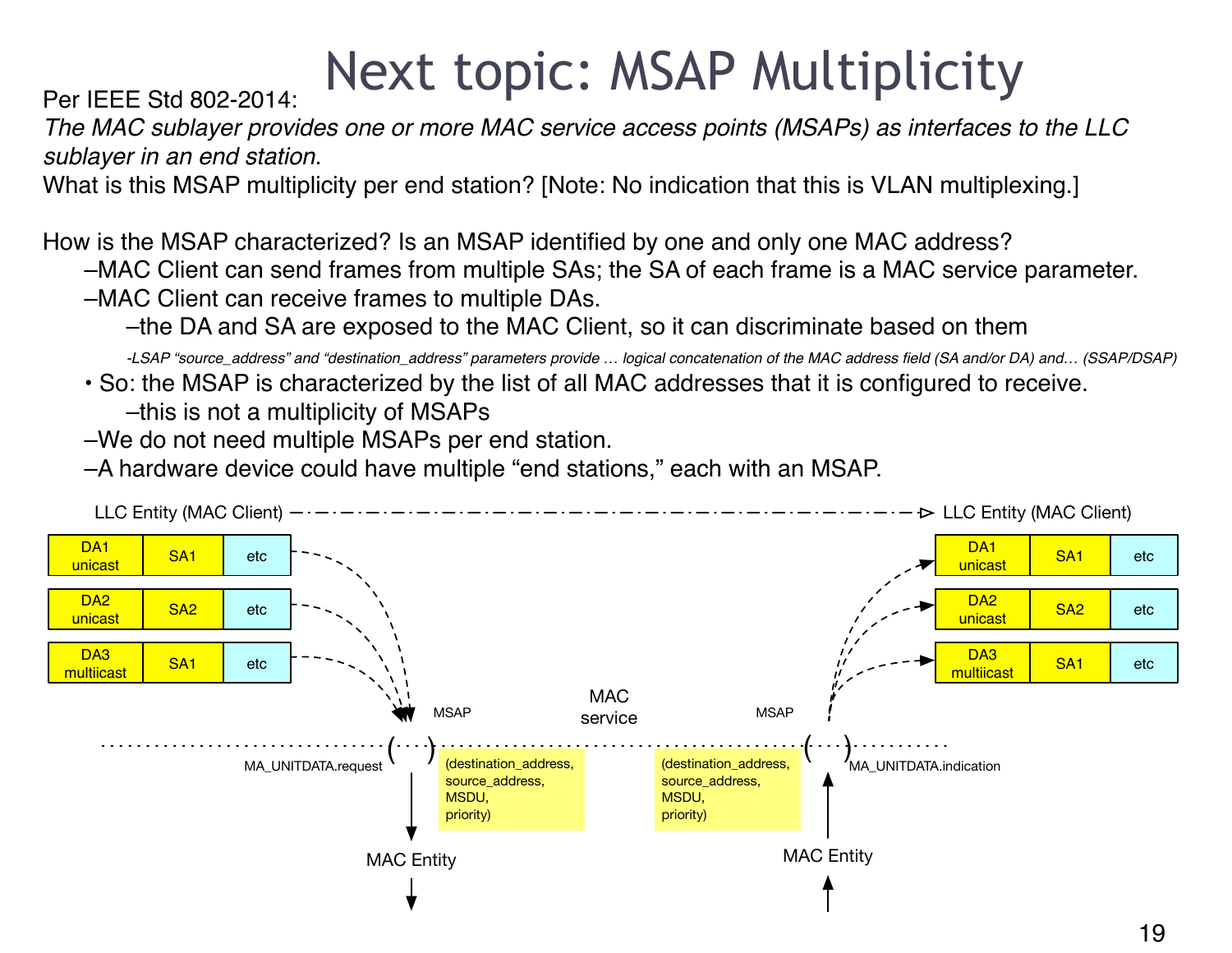# Next topic: MSAP Multiplicity

Per IEEE Std 802-2014:

*The MAC sublayer provides one or more MAC service access points (MSAPs) as interfaces to the LLC sublayer in an end station.*

What is this MSAP multiplicity per end station? [Note: No indication that this is VLAN multiplexing.]

How is the MSAP characterized? Is an MSAP identified by one and only one MAC address?

- –MAC Client can send frames from multiple SAs; the SA of each frame is a MAC service parameter.
- –MAC Client can receive frames to multiple DAs.
  - –the DA and SA are exposed to the MAC Client, so it can discriminate based on them
    - *-LSAP "source_address" and "destination_address" parameters provide … logical concatenation of the MAC address field (SA and/or DA) and… (SSAP/DSAP)*
- So: the MSAP is characterized by the list of all MAC addresses that it is configured to receive.
  - –this is not a multiplicity of MSAPs
- –We do not need multiple MSAPs per end station.
- –A hardware device could have multiple "end stations," each with an MSAP.

LLC Entity (MAC Client)

LLC Entity (MAC Client)

| | | |
|---|---|---|
| DA1 unicast | SA1 | etc |
| DA2 unicast | SA2 | etc |
| DA3 multiicast | SA1 | etc |

MSAP

MAC service

MSAP

MA_UNITDATA.request

(destination_address, source_address, MSDU, priority)

(destination_address, source_address, MSDU, priority)

MA_UNITDATA.indication

MAC Entity

MAC Entity

| | | |
|---|---|---|
| DA1 unicast | SA1 | etc |
| DA2 unicast | SA2 | etc |
| DA3 multiicast | SA1 | etc |